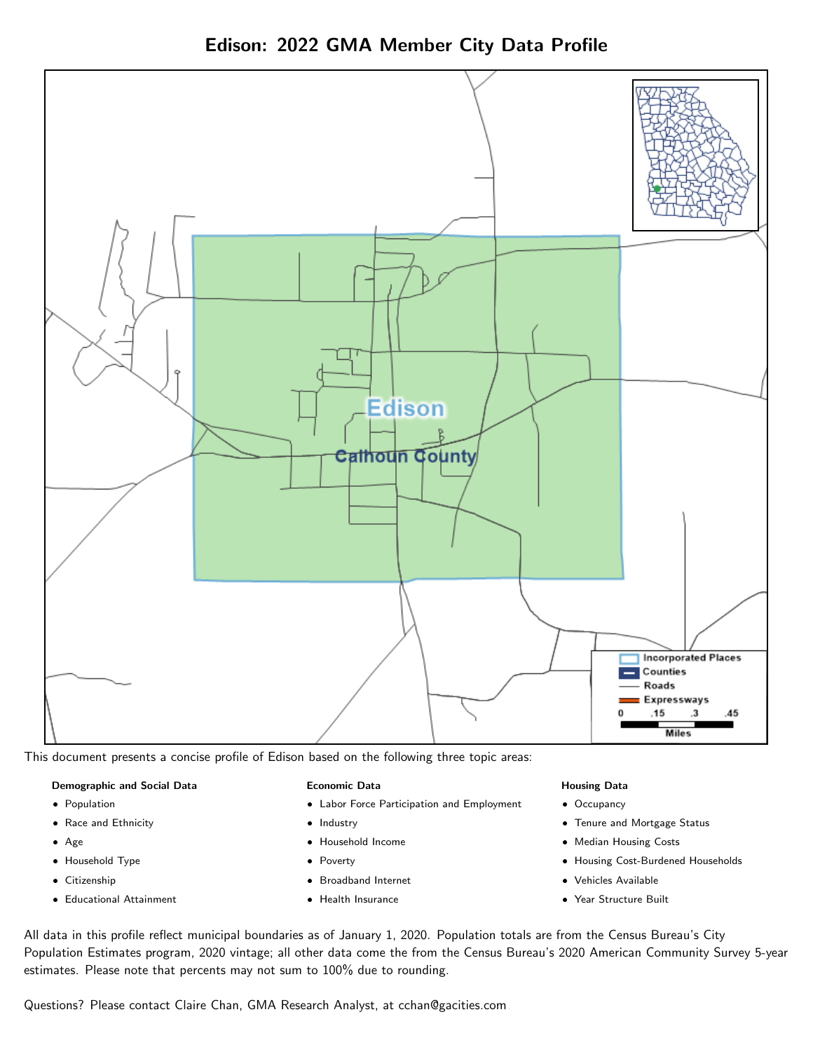# Edison: 2022 GMA Member City Data Profile

This document presents a concise profile of Edison based on the following three topic areas:

**Demographic and Social Data**

- Population
- Race and Ethnicity
- Age
- Household Type
- Citizenship
- Educational Attainment

**Economic Data**

- Labor Force Participation and Employment
- Industry
- Household Income
- Poverty
- Broadband Internet
- Health Insurance

**Housing Data**

- Occupancy
- Tenure and Mortgage Status
- Median Housing Costs
- Housing Cost-Burdened Households
- Vehicles Available
- Year Structure Built

All data in this profile reflect municipal boundaries as of January 1, 2020. Population totals are from the Census Bureau's City Population Estimates program, 2020 vintage; all other data come the from the Census Bureau's 2020 American Community Survey 5-year estimates. Please note that percents may not sum to 100% due to rounding.

Questions? Please contact Claire Chan, GMA Research Analyst, at cchan@gacities.com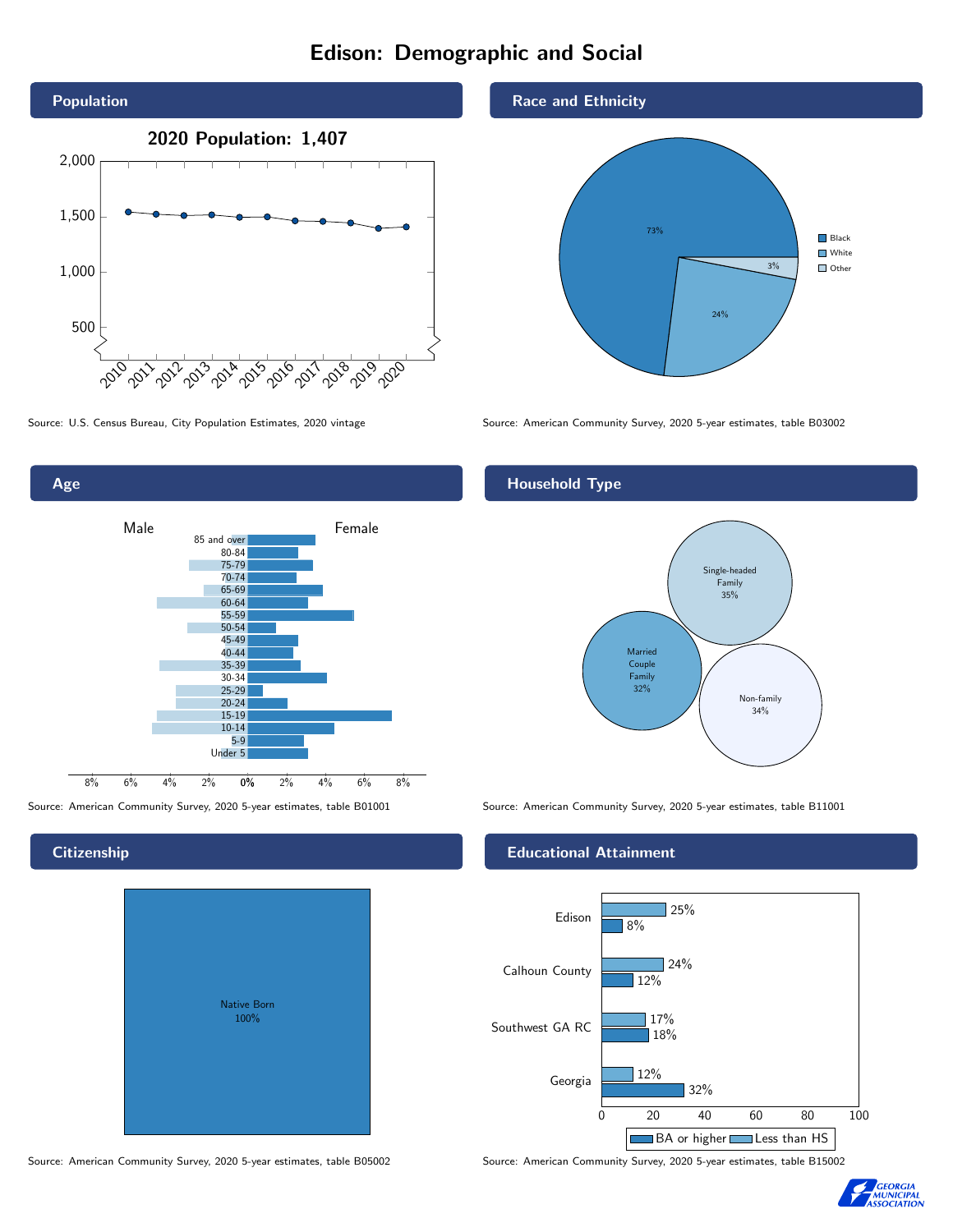# Edison: Demographic and Social

## Population

**2020 Population: 1,407**

Source: U.S. Census Bureau, City Population Estimates, 2020 vintage

## Race and Ethnicity

| Race | Percent |
| --- | --- |
| Black | 73% |
| White | 24% |
| Other | 3% |

Source: American Community Survey, 2020 5-year estimates, table B03002

## Age

Male / Female

Age groups: 85 and over, 80-84, 75-79, 70-74, 65-69, 60-64, 55-59, 50-54, 45-49, 40-44, 35-39, 30-34, 25-29, 20-24, 15-19, 10-14, 5-9, Under 5

Source: American Community Survey, 2020 5-year estimates, table B01001

## Household Type

| Household Type | Percent |
| --- | --- |
| Single-headed Family | 35% |
| Married Couple Family | 32% |
| Non-family | 34% |

Source: American Community Survey, 2020 5-year estimates, table B11001

## Citizenship

Native Born 100%

Source: American Community Survey, 2020 5-year estimates, table B05002

## Educational Attainment

| | Less than HS | BA or higher |
| --- | --- | --- |
| Edison | 25% | 8% |
| Calhoun County | 24% | 12% |
| Southwest GA RC | 17% | 18% |
| Georgia | 12% | 32% |

Source: American Community Survey, 2020 5-year estimates, table B15002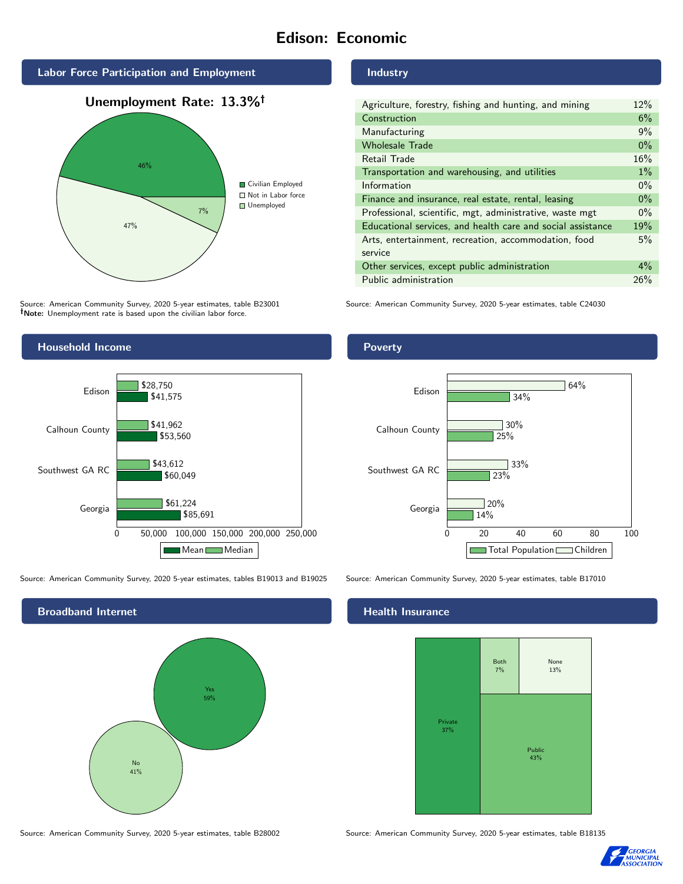# Edison: Economic

## Labor Force Participation and Employment

**Unemployment Rate: 13.3%†**

| Category | Percent |
|---|---|
| Civilian Employed | 46% |
| Not in Labor force | 47% |
| Unemployed | 7% |

Source: American Community Survey, 2020 5-year estimates, table B23001
**†Note:** Unemployment rate is based upon the civilian labor force.

## Industry

| Industry | Percent |
|---|---|
| Agriculture, forestry, fishing and hunting, and mining | 12% |
| Construction | 6% |
| Manufacturing | 9% |
| Wholesale Trade | 0% |
| Retail Trade | 16% |
| Transportation and warehousing, and utilities | 1% |
| Information | 0% |
| Finance and insurance, real estate, rental, leasing | 0% |
| Professional, scientific, mgt, administrative, waste mgt | 0% |
| Educational services, and health care and social assistance | 19% |
| Arts, entertainment, recreation, accommodation, food service | 5% |
| Other services, except public administration | 4% |
| Public administration | 26% |

Source: American Community Survey, 2020 5-year estimates, table C24030

## Household Income

| Area | Median | Mean |
|---|---|---|
| Edison | $28,750 | $41,575 |
| Calhoun County | $41,962 | $53,560 |
| Southwest GA RC | $43,612 | $60,049 |
| Georgia | $61,224 | $85,691 |

Source: American Community Survey, 2020 5-year estimates, tables B19013 and B19025

## Poverty

| Area | Children | Total Population |
|---|---|---|
| Edison | 64% | 34% |
| Calhoun County | 30% | 25% |
| Southwest GA RC | 33% | 23% |
| Georgia | 20% | 14% |

Source: American Community Survey, 2020 5-year estimates, table B17010

## Broadband Internet

| Response | Percent |
|---|---|
| Yes | 59% |
| No | 41% |

Source: American Community Survey, 2020 5-year estimates, table B28002

## Health Insurance

| Type | Percent |
|---|---|
| Private | 37% |
| Public | 43% |
| Both | 7% |
| None | 13% |

Source: American Community Survey, 2020 5-year estimates, table B18135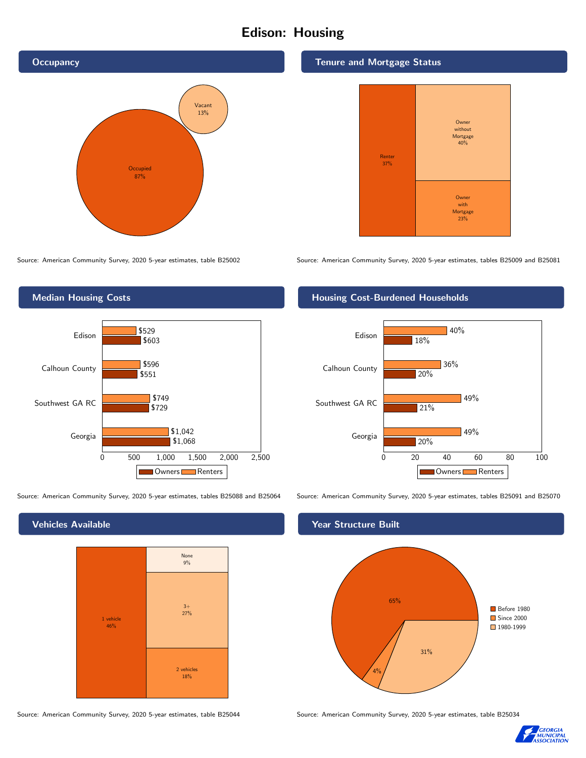# Edison: Housing

## Occupancy

Vacant
13%

Occupied
87%

Source: American Community Survey, 2020 5-year estimates, table B25002

## Tenure and Mortgage Status

Renter
37%

Owner without Mortgage
40%

Owner with Mortgage
23%

Source: American Community Survey, 2020 5-year estimates, tables B25009 and B25081

## Median Housing Costs

Edison
$529
$603

Calhoun County
$596
$551

Southwest GA RC
$749
$729

Georgia
$1,042
$1,068

0 500 1,000 1,500 2,000 2,500

Owners Renters

Source: American Community Survey, 2020 5-year estimates, tables B25088 and B25064

## Housing Cost-Burdened Households

Edison
40%
18%

Calhoun County
36%
20%

Southwest GA RC
49%
21%

Georgia
49%
20%

0 20 40 60 80 100

Owners Renters

Source: American Community Survey, 2020 5-year estimates, tables B25091 and B25070

## Vehicles Available

1 vehicle
46%

None
9%

3+
27%

2 vehicles
18%

Source: American Community Survey, 2020 5-year estimates, table B25044

## Year Structure Built

65%

4%

31%

Before 1980
Since 2000
1980-1999

Source: American Community Survey, 2020 5-year estimates, table B25034

GEORGIA MUNICIPAL ASSOCIATION